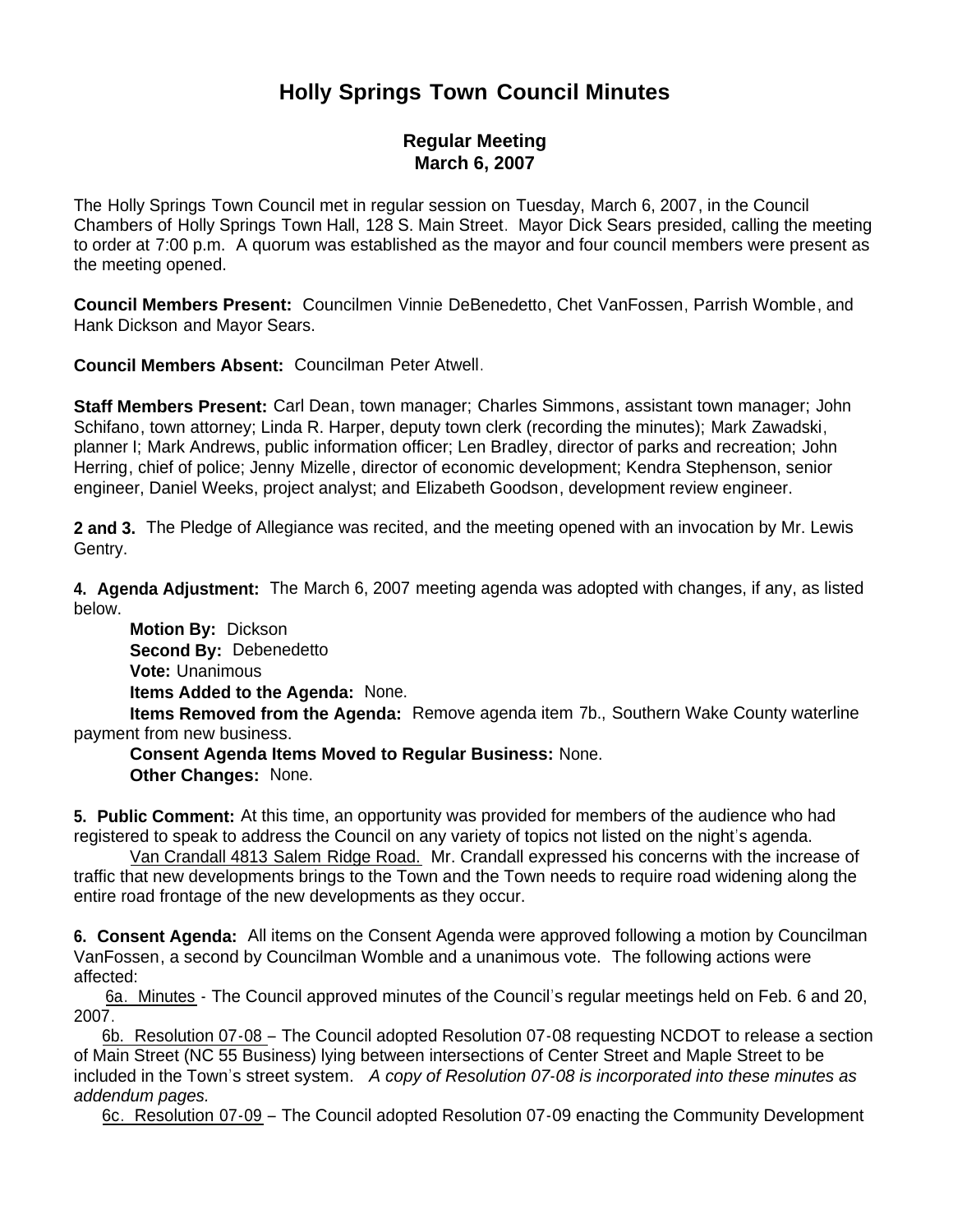# Holly Springs Town Council Minutes

## Regular Meeting
## March 6, 2007

The Holly Springs Town Council met in regular session on Tuesday, March 6, 2007, in the Council Chambers of Holly Springs Town Hall, 128 S. Main Street. Mayor Dick Sears presided, calling the meeting to order at 7:00 p.m. A quorum was established as the mayor and four council members were present as the meeting opened.

**Council Members Present:** Councilmen Vinnie DeBenedetto, Chet VanFossen, Parrish Womble, and Hank Dickson and Mayor Sears.

**Council Members Absent:** Councilman Peter Atwell.

**Staff Members Present:** Carl Dean, town manager; Charles Simmons, assistant town manager; John Schifano, town attorney; Linda R. Harper, deputy town clerk (recording the minutes); Mark Zawadski, planner I; Mark Andrews, public information officer; Len Bradley, director of parks and recreation; John Herring, chief of police; Jenny Mizelle, director of economic development; Kendra Stephenson, senior engineer, Daniel Weeks, project analyst; and Elizabeth Goodson, development review engineer.

**2 and 3.** The Pledge of Allegiance was recited, and the meeting opened with an invocation by Mr. Lewis Gentry.

**4. Agenda Adjustment:** The March 6, 2007 meeting agenda was adopted with changes, if any, as listed below.

**Motion By:** Dickson
**Second By:** Debenedetto
**Vote:** Unanimous
**Items Added to the Agenda:** None.
**Items Removed from the Agenda:** Remove agenda item 7b., Southern Wake County waterline payment from new business.
**Consent Agenda Items Moved to Regular Business:** None.
**Other Changes:** None.

**5. Public Comment:** At this time, an opportunity was provided for members of the audience who had registered to speak to address the Council on any variety of topics not listed on the night's agenda.

Van Crandall 4813 Salem Ridge Road. Mr. Crandall expressed his concerns with the increase of traffic that new developments brings to the Town and the Town needs to require road widening along the entire road frontage of the new developments as they occur.

**6. Consent Agenda:** All items on the Consent Agenda were approved following a motion by Councilman VanFossen, a second by Councilman Womble and a unanimous vote. The following actions were affected:

6a. Minutes - The Council approved minutes of the Council's regular meetings held on Feb. 6 and 20, 2007.

6b. Resolution 07-08 – The Council adopted Resolution 07-08 requesting NCDOT to release a section of Main Street (NC 55 Business) lying between intersections of Center Street and Maple Street to be included in the Town's street system. *A copy of Resolution 07-08 is incorporated into these minutes as addendum pages.*

6c. Resolution 07-09 – The Council adopted Resolution 07-09 enacting the Community Development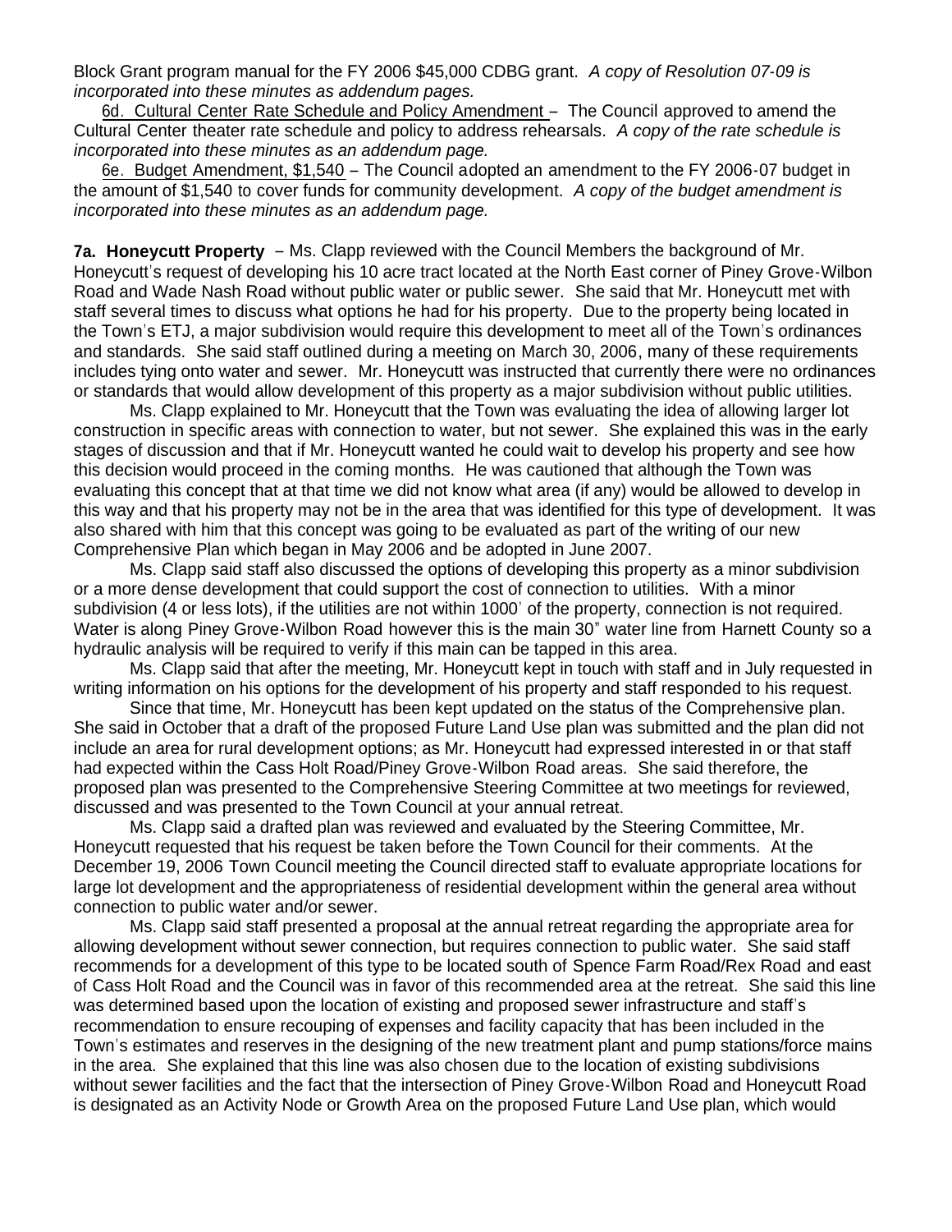Block Grant program manual for the FY 2006 $45,000 CDBG grant. *A copy of Resolution 07-09 is incorporated into these minutes as addendum pages.*

6d. Cultural Center Rate Schedule and Policy Amendment – The Council approved to amend the Cultural Center theater rate schedule and policy to address rehearsals. *A copy of the rate schedule is incorporated into these minutes as an addendum page.*

6e. Budget Amendment, $1,540 – The Council adopted an amendment to the FY 2006-07 budget in the amount of $1,540 to cover funds for community development. *A copy of the budget amendment is incorporated into these minutes as an addendum page.*

**7a. Honeycutt Property** – Ms. Clapp reviewed with the Council Members the background of Mr. Honeycutt's request of developing his 10 acre tract located at the North East corner of Piney Grove-Wilbon Road and Wade Nash Road without public water or public sewer. She said that Mr. Honeycutt met with staff several times to discuss what options he had for his property. Due to the property being located in the Town's ETJ, a major subdivision would require this development to meet all of the Town's ordinances and standards. She said staff outlined during a meeting on March 30, 2006, many of these requirements includes tying onto water and sewer. Mr. Honeycutt was instructed that currently there were no ordinances or standards that would allow development of this property as a major subdivision without public utilities.

Ms. Clapp explained to Mr. Honeycutt that the Town was evaluating the idea of allowing larger lot construction in specific areas with connection to water, but not sewer. She explained this was in the early stages of discussion and that if Mr. Honeycutt wanted he could wait to develop his property and see how this decision would proceed in the coming months. He was cautioned that although the Town was evaluating this concept that at that time we did not know what area (if any) would be allowed to develop in this way and that his property may not be in the area that was identified for this type of development. It was also shared with him that this concept was going to be evaluated as part of the writing of our new Comprehensive Plan which began in May 2006 and be adopted in June 2007.

Ms. Clapp said staff also discussed the options of developing this property as a minor subdivision or a more dense development that could support the cost of connection to utilities. With a minor subdivision (4 or less lots), if the utilities are not within 1000' of the property, connection is not required. Water is along Piney Grove-Wilbon Road however this is the main 30" water line from Harnett County so a hydraulic analysis will be required to verify if this main can be tapped in this area.

Ms. Clapp said that after the meeting, Mr. Honeycutt kept in touch with staff and in July requested in writing information on his options for the development of his property and staff responded to his request.

Since that time, Mr. Honeycutt has been kept updated on the status of the Comprehensive plan. She said in October that a draft of the proposed Future Land Use plan was submitted and the plan did not include an area for rural development options; as Mr. Honeycutt had expressed interested in or that staff had expected within the Cass Holt Road/Piney Grove-Wilbon Road areas. She said therefore, the proposed plan was presented to the Comprehensive Steering Committee at two meetings for reviewed, discussed and was presented to the Town Council at your annual retreat.

Ms. Clapp said a drafted plan was reviewed and evaluated by the Steering Committee, Mr. Honeycutt requested that his request be taken before the Town Council for their comments. At the December 19, 2006 Town Council meeting the Council directed staff to evaluate appropriate locations for large lot development and the appropriateness of residential development within the general area without connection to public water and/or sewer.

Ms. Clapp said staff presented a proposal at the annual retreat regarding the appropriate area for allowing development without sewer connection, but requires connection to public water. She said staff recommends for a development of this type to be located south of Spence Farm Road/Rex Road and east of Cass Holt Road and the Council was in favor of this recommended area at the retreat. She said this line was determined based upon the location of existing and proposed sewer infrastructure and staff's recommendation to ensure recouping of expenses and facility capacity that has been included in the Town's estimates and reserves in the designing of the new treatment plant and pump stations/force mains in the area. She explained that this line was also chosen due to the location of existing subdivisions without sewer facilities and the fact that the intersection of Piney Grove-Wilbon Road and Honeycutt Road is designated as an Activity Node or Growth Area on the proposed Future Land Use plan, which would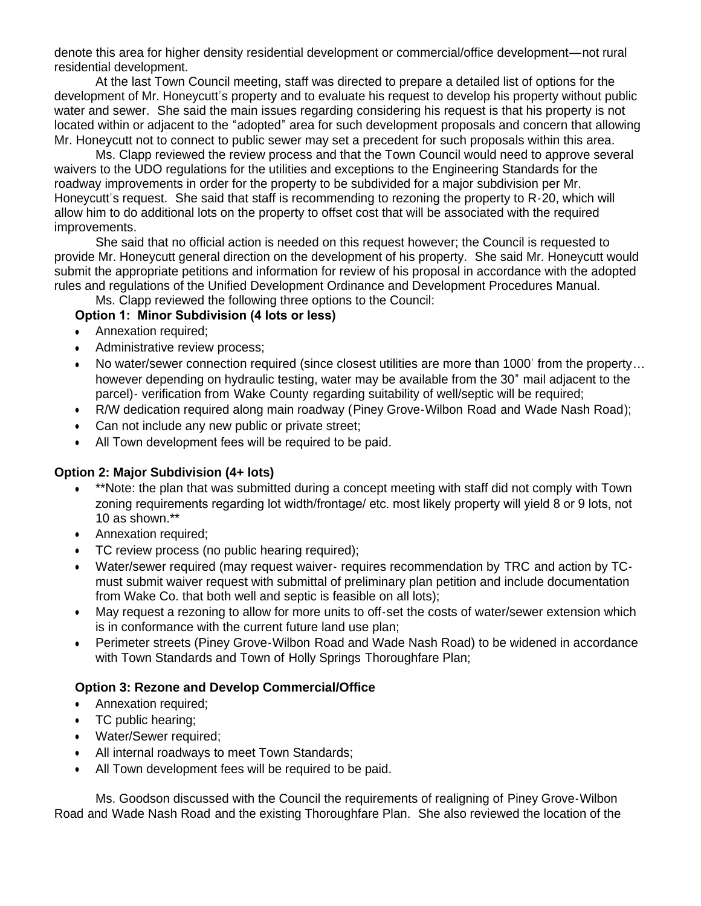denote this area for higher density residential development or commercial/office development—not rural residential development.

At the last Town Council meeting, staff was directed to prepare a detailed list of options for the development of Mr. Honeycutt's property and to evaluate his request to develop his property without public water and sewer. She said the main issues regarding considering his request is that his property is not located within or adjacent to the "adopted" area for such development proposals and concern that allowing Mr. Honeycutt not to connect to public sewer may set a precedent for such proposals within this area.

Ms. Clapp reviewed the review process and that the Town Council would need to approve several waivers to the UDO regulations for the utilities and exceptions to the Engineering Standards for the roadway improvements in order for the property to be subdivided for a major subdivision per Mr. Honeycutt's request. She said that staff is recommending to rezoning the property to R-20, which will allow him to do additional lots on the property to offset cost that will be associated with the required improvements.

She said that no official action is needed on this request however; the Council is requested to provide Mr. Honeycutt general direction on the development of his property. She said Mr. Honeycutt would submit the appropriate petitions and information for review of his proposal in accordance with the adopted rules and regulations of the Unified Development Ordinance and Development Procedures Manual.

Ms. Clapp reviewed the following three options to the Council:

**Option 1: Minor Subdivision (4 lots or less)**

- Annexation required;
- Administrative review process;
- No water/sewer connection required (since closest utilities are more than 1000' from the property… however depending on hydraulic testing, water may be available from the 30" mail adjacent to the parcel)- verification from Wake County regarding suitability of well/septic will be required;
- R/W dedication required along main roadway (Piney Grove-Wilbon Road and Wade Nash Road);
- Can not include any new public or private street;
- All Town development fees will be required to be paid.

**Option 2: Major Subdivision (4+ lots)**

- **Note: the plan that was submitted during a concept meeting with staff did not comply with Town zoning requirements regarding lot width/frontage/ etc. most likely property will yield 8 or 9 lots, not 10 as shown.**
- Annexation required;
- TC review process (no public hearing required);
- Water/sewer required (may request waiver- requires recommendation by TRC and action by TC- must submit waiver request with submittal of preliminary plan petition and include documentation from Wake Co. that both well and septic is feasible on all lots);
- May request a rezoning to allow for more units to off-set the costs of water/sewer extension which is in conformance with the current future land use plan;
- Perimeter streets (Piney Grove-Wilbon Road and Wade Nash Road) to be widened in accordance with Town Standards and Town of Holly Springs Thoroughfare Plan;

**Option 3: Rezone and Develop Commercial/Office**

- Annexation required;
- TC public hearing;
- Water/Sewer required;
- All internal roadways to meet Town Standards;
- All Town development fees will be required to be paid.

Ms. Goodson discussed with the Council the requirements of realigning of Piney Grove-Wilbon Road and Wade Nash Road and the existing Thoroughfare Plan. She also reviewed the location of the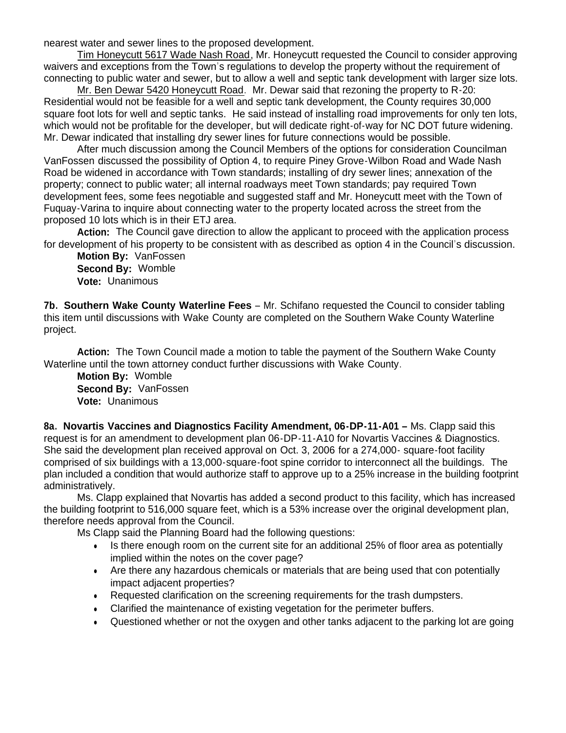nearest water and sewer lines to the proposed development.

Tim Honeycutt 5617 Wade Nash Road, Mr. Honeycutt requested the Council to consider approving waivers and exceptions from the Town's regulations to develop the property without the requirement of connecting to public water and sewer, but to allow a well and septic tank development with larger size lots.

Mr. Ben Dewar 5420 Honeycutt Road. Mr. Dewar said that rezoning the property to R-20: Residential would not be feasible for a well and septic tank development, the County requires 30,000 square foot lots for well and septic tanks. He said instead of installing road improvements for only ten lots, which would not be profitable for the developer, but will dedicate right-of-way for NC DOT future widening. Mr. Dewar indicated that installing dry sewer lines for future connections would be possible.

After much discussion among the Council Members of the options for consideration Councilman VanFossen discussed the possibility of Option 4, to require Piney Grove-Wilbon Road and Wade Nash Road be widened in accordance with Town standards; installing of dry sewer lines; annexation of the property; connect to public water; all internal roadways meet Town standards; pay required Town development fees, some fees negotiable and suggested staff and Mr. Honeycutt meet with the Town of Fuquay-Varina to inquire about connecting water to the property located across the street from the proposed 10 lots which is in their ETJ area.

**Action:** The Council gave direction to allow the applicant to proceed with the application process for development of his property to be consistent with as described as option 4 in the Council's discussion.

**Motion By:** VanFossen
**Second By:** Womble
**Vote:** Unanimous

**7b. Southern Wake County Waterline Fees** – Mr. Schifano requested the Council to consider tabling this item until discussions with Wake County are completed on the Southern Wake County Waterline project.

**Action:** The Town Council made a motion to table the payment of the Southern Wake County Waterline until the town attorney conduct further discussions with Wake County.

**Motion By:** Womble
**Second By:** VanFossen
**Vote:** Unanimous

**8a. Novartis Vaccines and Diagnostics Facility Amendment, 06-DP-11-A01 –** Ms. Clapp said this request is for an amendment to development plan 06-DP-11-A10 for Novartis Vaccines & Diagnostics. She said the development plan received approval on Oct. 3, 2006 for a 274,000- square-foot facility comprised of six buildings with a 13,000-square-foot spine corridor to interconnect all the buildings. The plan included a condition that would authorize staff to approve up to a 25% increase in the building footprint administratively.

Ms. Clapp explained that Novartis has added a second product to this facility, which has increased the building footprint to 516,000 square feet, which is a 53% increase over the original development plan, therefore needs approval from the Council.

Ms Clapp said the Planning Board had the following questions:

- Is there enough room on the current site for an additional 25% of floor area as potentially implied within the notes on the cover page?
- Are there any hazardous chemicals or materials that are being used that con potentially impact adjacent properties?
- Requested clarification on the screening requirements for the trash dumpsters.
- Clarified the maintenance of existing vegetation for the perimeter buffers.
- Questioned whether or not the oxygen and other tanks adjacent to the parking lot are going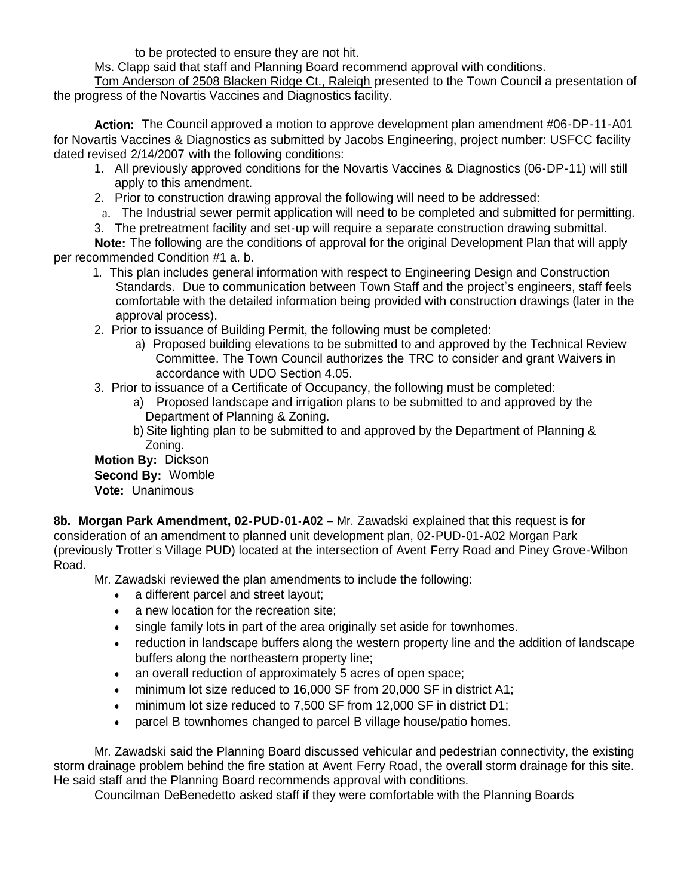to be protected to ensure they are not hit.

Ms. Clapp said that staff and Planning Board recommend approval with conditions.

Tom Anderson of 2508 Blacken Ridge Ct., Raleigh presented to the Town Council a presentation of the progress of the Novartis Vaccines and Diagnostics facility.

**Action:** The Council approved a motion to approve development plan amendment #06-DP-11-A01 for Novartis Vaccines & Diagnostics as submitted by Jacobs Engineering, project number: USFCC facility dated revised 2/14/2007 with the following conditions:

1. All previously approved conditions for the Novartis Vaccines & Diagnostics (06-DP-11) will still apply to this amendment.
2. Prior to construction drawing approval the following will need to be addressed:
   a. The Industrial sewer permit application will need to be completed and submitted for permitting.
3. The pretreatment facility and set-up will require a separate construction drawing submittal.

**Note:** The following are the conditions of approval for the original Development Plan that will apply per recommended Condition #1 a. b.

1. This plan includes general information with respect to Engineering Design and Construction Standards. Due to communication between Town Staff and the project's engineers, staff feels comfortable with the detailed information being provided with construction drawings (later in the approval process).
2. Prior to issuance of Building Permit, the following must be completed:
   a) Proposed building elevations to be submitted to and approved by the Technical Review Committee. The Town Council authorizes the TRC to consider and grant Waivers in accordance with UDO Section 4.05.
3. Prior to issuance of a Certificate of Occupancy, the following must be completed:
   a) Proposed landscape and irrigation plans to be submitted to and approved by the Department of Planning & Zoning.
   b) Site lighting plan to be submitted to and approved by the Department of Planning & Zoning.

**Motion By:** Dickson
**Second By:** Womble
**Vote:** Unanimous

**8b. Morgan Park Amendment, 02-PUD-01-A02** – Mr. Zawadski explained that this request is for consideration of an amendment to planned unit development plan, 02-PUD-01-A02 Morgan Park (previously Trotter's Village PUD) located at the intersection of Avent Ferry Road and Piney Grove-Wilbon Road.

Mr. Zawadski reviewed the plan amendments to include the following:

- a different parcel and street layout;
- a new location for the recreation site;
- single family lots in part of the area originally set aside for townhomes.
- reduction in landscape buffers along the western property line and the addition of landscape buffers along the northeastern property line;
- an overall reduction of approximately 5 acres of open space;
- minimum lot size reduced to 16,000 SF from 20,000 SF in district A1;
- minimum lot size reduced to 7,500 SF from 12,000 SF in district D1;
- parcel B townhomes changed to parcel B village house/patio homes.

Mr. Zawadski said the Planning Board discussed vehicular and pedestrian connectivity, the existing storm drainage problem behind the fire station at Avent Ferry Road, the overall storm drainage for this site. He said staff and the Planning Board recommends approval with conditions.

Councilman DeBenedetto asked staff if they were comfortable with the Planning Boards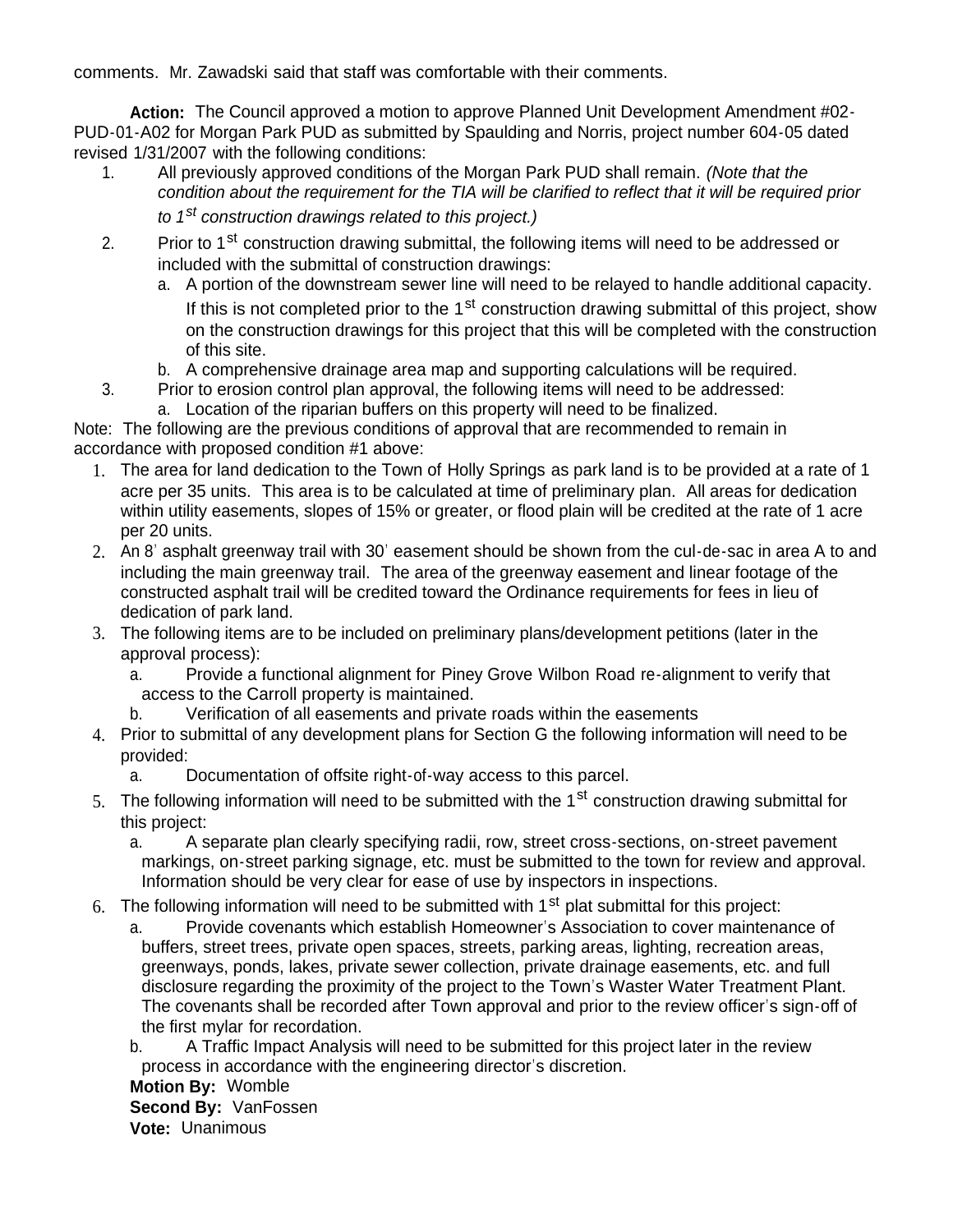comments. Mr. Zawadski said that staff was comfortable with their comments.

**Action:** The Council approved a motion to approve Planned Unit Development Amendment #02-PUD-01-A02 for Morgan Park PUD as submitted by Spaulding and Norris, project number 604-05 dated revised 1/31/2007 with the following conditions:

1. All previously approved conditions of the Morgan Park PUD shall remain. *(Note that the condition about the requirement for the TIA will be clarified to reflect that it will be required prior to 1st construction drawings related to this project.)*
2. Prior to 1st construction drawing submittal, the following items will need to be addressed or included with the submittal of construction drawings:
   a. A portion of the downstream sewer line will need to be relayed to handle additional capacity. If this is not completed prior to the 1st construction drawing submittal of this project, show on the construction drawings for this project that this will be completed with the construction of this site.
   b. A comprehensive drainage area map and supporting calculations will be required.
3. Prior to erosion control plan approval, the following items will need to be addressed:
   a. Location of the riparian buffers on this property will need to be finalized.

Note: The following are the previous conditions of approval that are recommended to remain in accordance with proposed condition #1 above:

1. The area for land dedication to the Town of Holly Springs as park land is to be provided at a rate of 1 acre per 35 units. This area is to be calculated at time of preliminary plan. All areas for dedication within utility easements, slopes of 15% or greater, or flood plain will be credited at the rate of 1 acre per 20 units.
2. An 8' asphalt greenway trail with 30' easement should be shown from the cul-de-sac in area A to and including the main greenway trail. The area of the greenway easement and linear footage of the constructed asphalt trail will be credited toward the Ordinance requirements for fees in lieu of dedication of park land.
3. The following items are to be included on preliminary plans/development petitions (later in the approval process):
   a. Provide a functional alignment for Piney Grove Wilbon Road re-alignment to verify that access to the Carroll property is maintained.
   b. Verification of all easements and private roads within the easements
4. Prior to submittal of any development plans for Section G the following information will need to be provided:
   a. Documentation of offsite right-of-way access to this parcel.
5. The following information will need to be submitted with the 1st construction drawing submittal for this project:
   a. A separate plan clearly specifying radii, row, street cross-sections, on-street pavement markings, on-street parking signage, etc. must be submitted to the town for review and approval. Information should be very clear for ease of use by inspectors in inspections.
6. The following information will need to be submitted with 1st plat submittal for this project:
   a. Provide covenants which establish Homeowner's Association to cover maintenance of buffers, street trees, private open spaces, streets, parking areas, lighting, recreation areas, greenways, ponds, lakes, private sewer collection, private drainage easements, etc. and full disclosure regarding the proximity of the project to the Town's Waster Water Treatment Plant. The covenants shall be recorded after Town approval and prior to the review officer's sign-off of the first mylar for recordation.
   b. A Traffic Impact Analysis will need to be submitted for this project later in the review process in accordance with the engineering director's discretion.

**Motion By:** Womble
**Second By:** VanFossen
**Vote:** Unanimous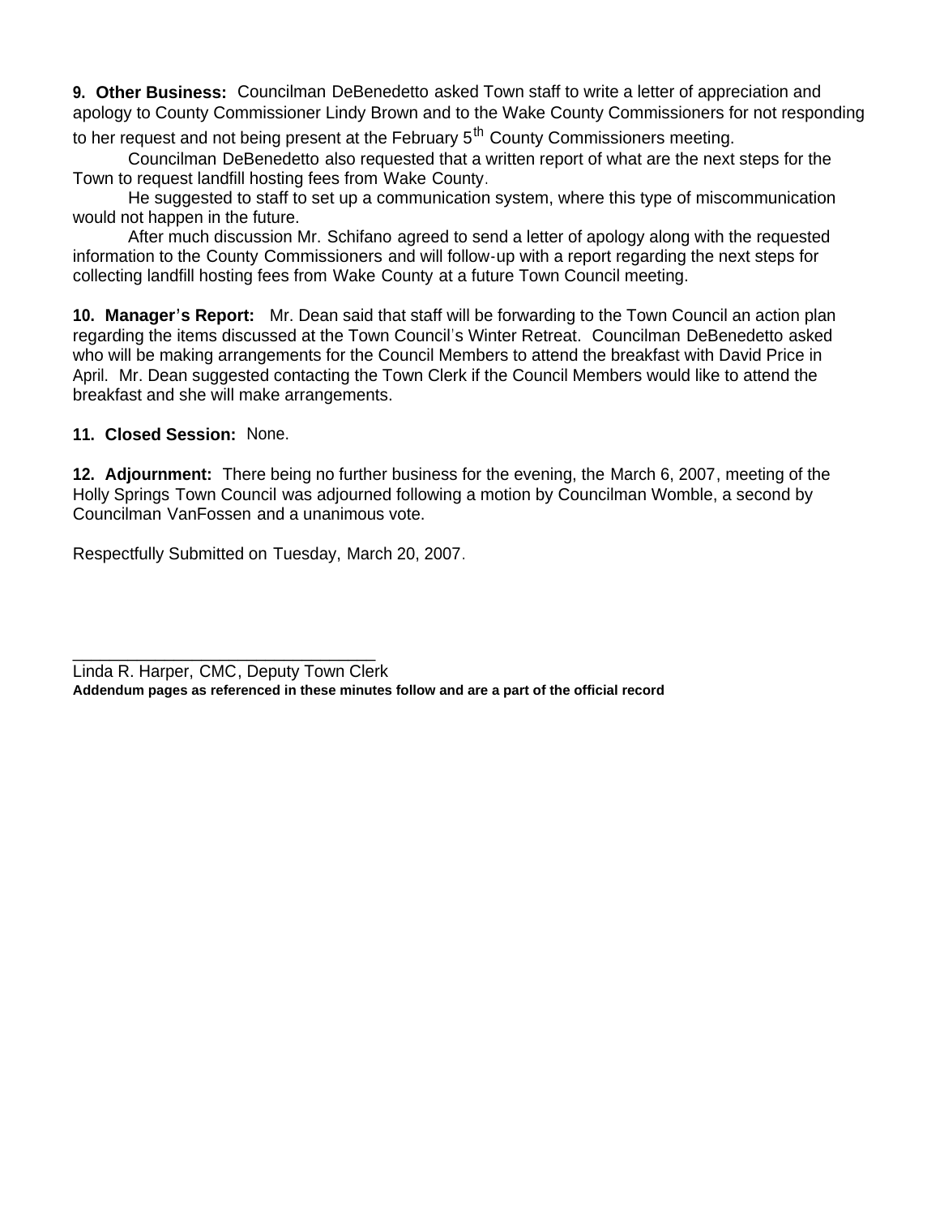**9. Other Business:** Councilman DeBenedetto asked Town staff to write a letter of appreciation and apology to County Commissioner Lindy Brown and to the Wake County Commissioners for not responding to her request and not being present at the February 5th County Commissioners meeting.

Councilman DeBenedetto also requested that a written report of what are the next steps for the Town to request landfill hosting fees from Wake County.

He suggested to staff to set up a communication system, where this type of miscommunication would not happen in the future.

After much discussion Mr. Schifano agreed to send a letter of apology along with the requested information to the County Commissioners and will follow-up with a report regarding the next steps for collecting landfill hosting fees from Wake County at a future Town Council meeting.

**10. Manager's Report:** Mr. Dean said that staff will be forwarding to the Town Council an action plan regarding the items discussed at the Town Council's Winter Retreat. Councilman DeBenedetto asked who will be making arrangements for the Council Members to attend the breakfast with David Price in April. Mr. Dean suggested contacting the Town Clerk if the Council Members would like to attend the breakfast and she will make arrangements.

**11. Closed Session:** None.

**12. Adjournment:** There being no further business for the evening, the March 6, 2007, meeting of the Holly Springs Town Council was adjourned following a motion by Councilman Womble, a second by Councilman VanFossen and a unanimous vote.

Respectfully Submitted on Tuesday, March 20, 2007.

_______________________________

Linda R. Harper, CMC, Deputy Town Clerk

**Addendum pages as referenced in these minutes follow and are a part of the official record**